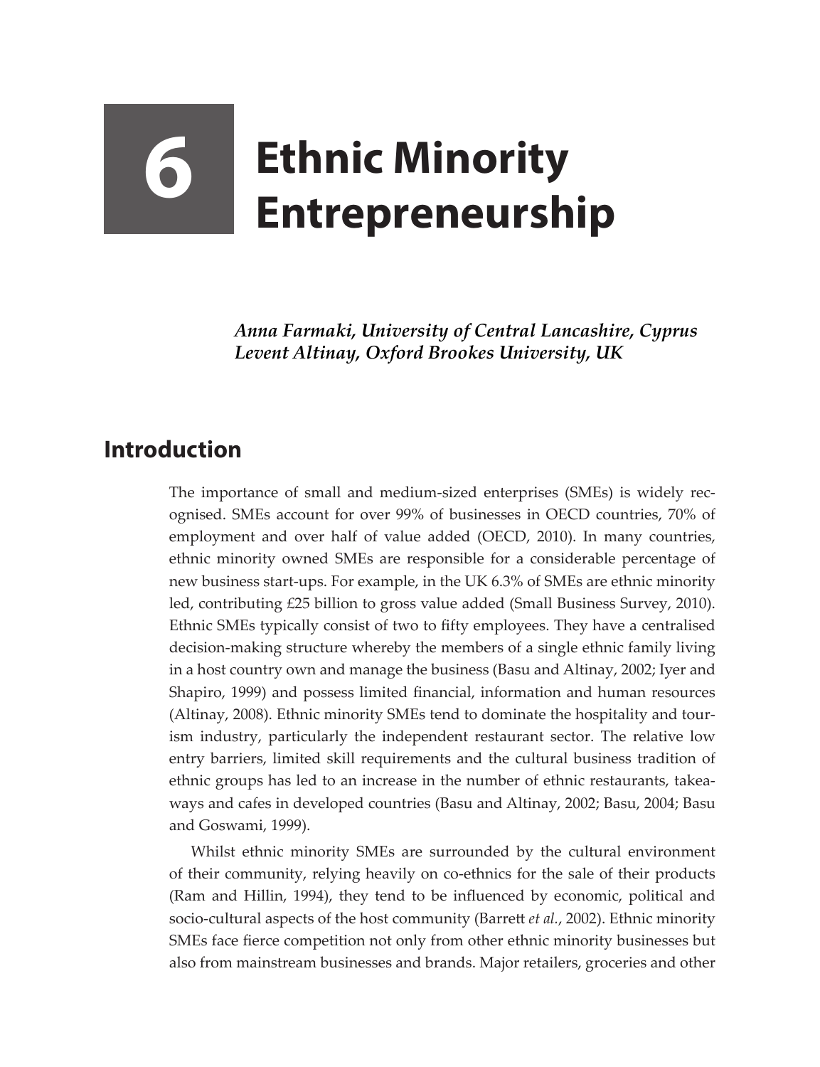# 6 Ethnic Minority Entrepreneurship

*Anna Farmaki, University of Central Lancashire, Cyprus*
*Levent Altinay, Oxford Brookes University, UK*

## Introduction

The importance of small and medium-sized enterprises (SMEs) is widely recognised. SMEs account for over 99% of businesses in OECD countries, 70% of employment and over half of value added (OECD, 2010). In many countries, ethnic minority owned SMEs are responsible for a considerable percentage of new business start-ups. For example, in the UK 6.3% of SMEs are ethnic minority led, contributing £25 billion to gross value added (Small Business Survey, 2010). Ethnic SMEs typically consist of two to fifty employees. They have a centralised decision-making structure whereby the members of a single ethnic family living in a host country own and manage the business (Basu and Altinay, 2002; Iyer and Shapiro, 1999) and possess limited financial, information and human resources (Altinay, 2008). Ethnic minority SMEs tend to dominate the hospitality and tourism industry, particularly the independent restaurant sector. The relative low entry barriers, limited skill requirements and the cultural business tradition of ethnic groups has led to an increase in the number of ethnic restaurants, takeaways and cafes in developed countries (Basu and Altinay, 2002; Basu, 2004; Basu and Goswami, 1999).

Whilst ethnic minority SMEs are surrounded by the cultural environment of their community, relying heavily on co-ethnics for the sale of their products (Ram and Hillin, 1994), they tend to be influenced by economic, political and socio-cultural aspects of the host community (Barrett *et al.*, 2002). Ethnic minority SMEs face fierce competition not only from other ethnic minority businesses but also from mainstream businesses and brands. Major retailers, groceries and other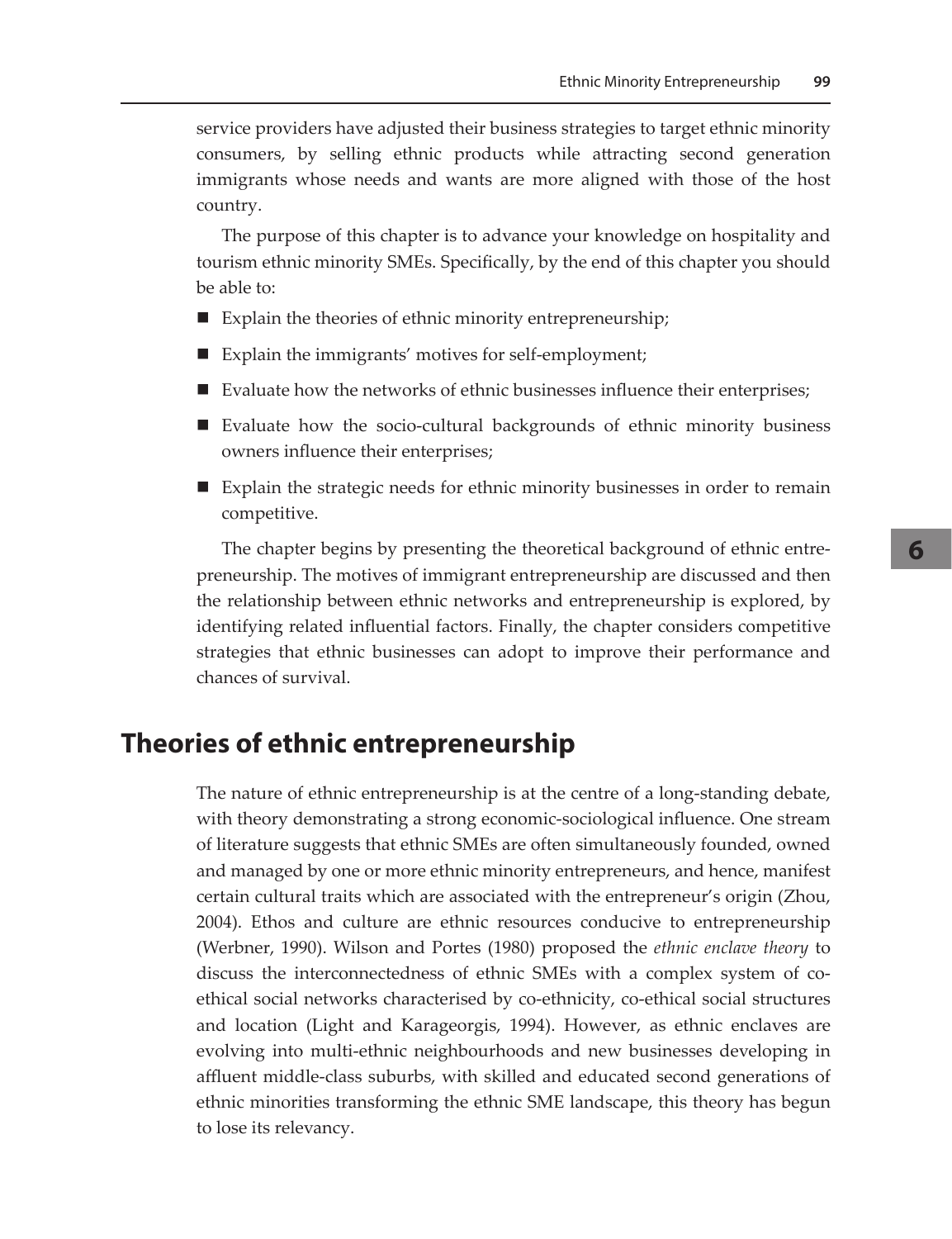service providers have adjusted their business strategies to target ethnic minority consumers, by selling ethnic products while attracting second generation immigrants whose needs and wants are more aligned with those of the host country.

The purpose of this chapter is to advance your knowledge on hospitality and tourism ethnic minority SMEs. Specifically, by the end of this chapter you should be able to:

- Explain the theories of ethnic minority entrepreneurship;
- Explain the immigrants' motives for self-employment;
- Evaluate how the networks of ethnic businesses influence their enterprises;
- Evaluate how the socio-cultural backgrounds of ethnic minority business owners influence their enterprises;
- Explain the strategic needs for ethnic minority businesses in order to remain competitive.

The chapter begins by presenting the theoretical background of ethnic entrepreneurship. The motives of immigrant entrepreneurship are discussed and then the relationship between ethnic networks and entrepreneurship is explored, by identifying related influential factors. Finally, the chapter considers competitive strategies that ethnic businesses can adopt to improve their performance and chances of survival.

## Theories of ethnic entrepreneurship

The nature of ethnic entrepreneurship is at the centre of a long-standing debate, with theory demonstrating a strong economic-sociological influence. One stream of literature suggests that ethnic SMEs are often simultaneously founded, owned and managed by one or more ethnic minority entrepreneurs, and hence, manifest certain cultural traits which are associated with the entrepreneur's origin (Zhou, 2004). Ethos and culture are ethnic resources conducive to entrepreneurship (Werbner, 1990). Wilson and Portes (1980) proposed the *ethnic enclave theory* to discuss the interconnectedness of ethnic SMEs with a complex system of co-ethical social networks characterised by co-ethnicity, co-ethical social structures and location (Light and Karageorgis, 1994). However, as ethnic enclaves are evolving into multi-ethnic neighbourhoods and new businesses developing in affluent middle-class suburbs, with skilled and educated second generations of ethnic minorities transforming the ethnic SME landscape, this theory has begun to lose its relevancy.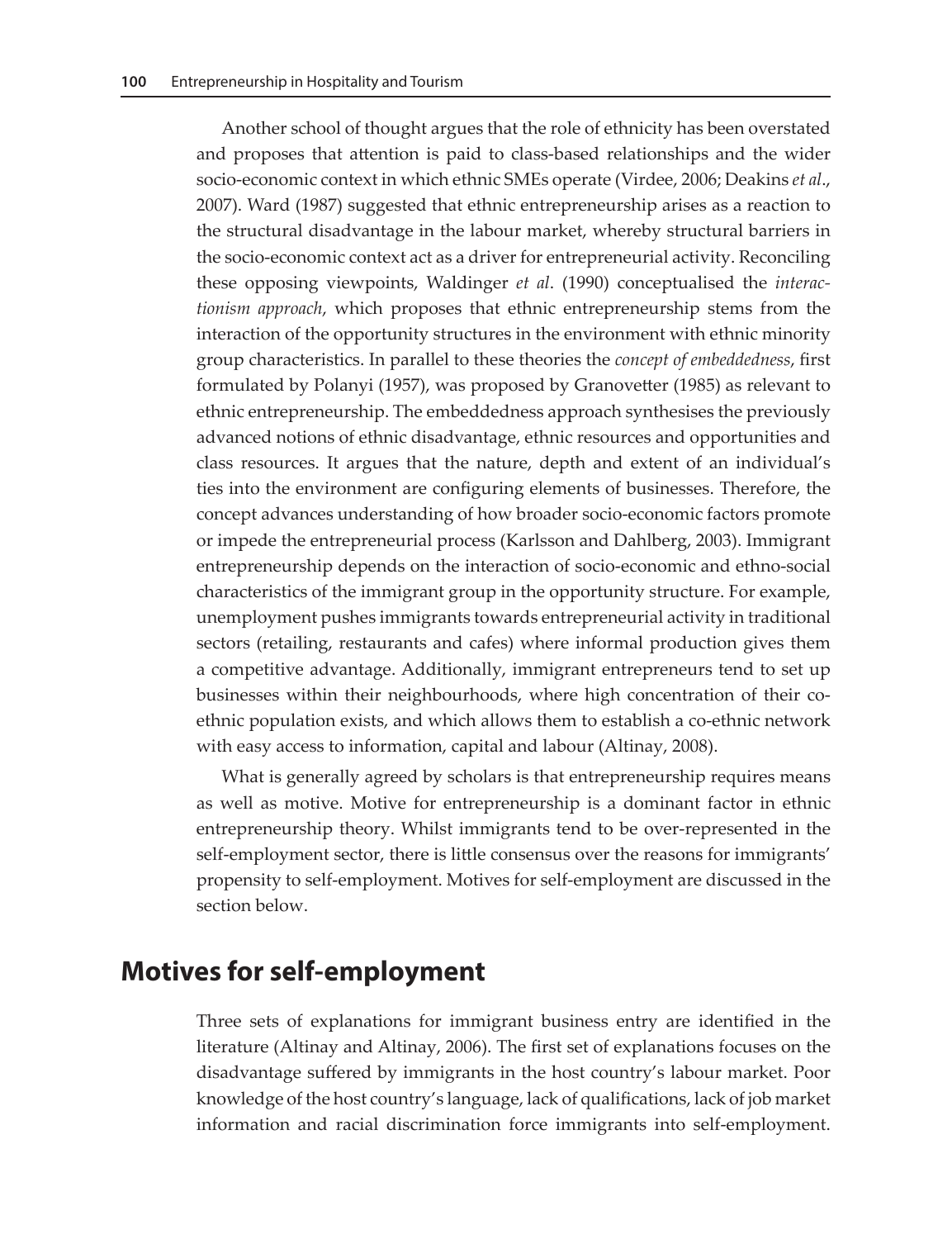Another school of thought argues that the role of ethnicity has been overstated and proposes that attention is paid to class-based relationships and the wider socio-economic context in which ethnic SMEs operate (Virdee, 2006; Deakins *et al*., 2007). Ward (1987) suggested that ethnic entrepreneurship arises as a reaction to the structural disadvantage in the labour market, whereby structural barriers in the socio-economic context act as a driver for entrepreneurial activity. Reconciling these opposing viewpoints, Waldinger *et al*. (1990) conceptualised the *interactionism approach*, which proposes that ethnic entrepreneurship stems from the interaction of the opportunity structures in the environment with ethnic minority group characteristics. In parallel to these theories the *concept of embeddedness*, first formulated by Polanyi (1957), was proposed by Granovetter (1985) as relevant to ethnic entrepreneurship. The embeddedness approach synthesises the previously advanced notions of ethnic disadvantage, ethnic resources and opportunities and class resources. It argues that the nature, depth and extent of an individual's ties into the environment are configuring elements of businesses. Therefore, the concept advances understanding of how broader socio-economic factors promote or impede the entrepreneurial process (Karlsson and Dahlberg, 2003). Immigrant entrepreneurship depends on the interaction of socio-economic and ethno-social characteristics of the immigrant group in the opportunity structure. For example, unemployment pushes immigrants towards entrepreneurial activity in traditional sectors (retailing, restaurants and cafes) where informal production gives them a competitive advantage. Additionally, immigrant entrepreneurs tend to set up businesses within their neighbourhoods, where high concentration of their co-ethnic population exists, and which allows them to establish a co-ethnic network with easy access to information, capital and labour (Altinay, 2008).

What is generally agreed by scholars is that entrepreneurship requires means as well as motive. Motive for entrepreneurship is a dominant factor in ethnic entrepreneurship theory. Whilst immigrants tend to be over-represented in the self-employment sector, there is little consensus over the reasons for immigrants' propensity to self-employment. Motives for self-employment are discussed in the section below.

## Motives for self-employment

Three sets of explanations for immigrant business entry are identified in the literature (Altinay and Altinay, 2006). The first set of explanations focuses on the disadvantage suffered by immigrants in the host country's labour market. Poor knowledge of the host country's language, lack of qualifications, lack of job market information and racial discrimination force immigrants into self-employment.